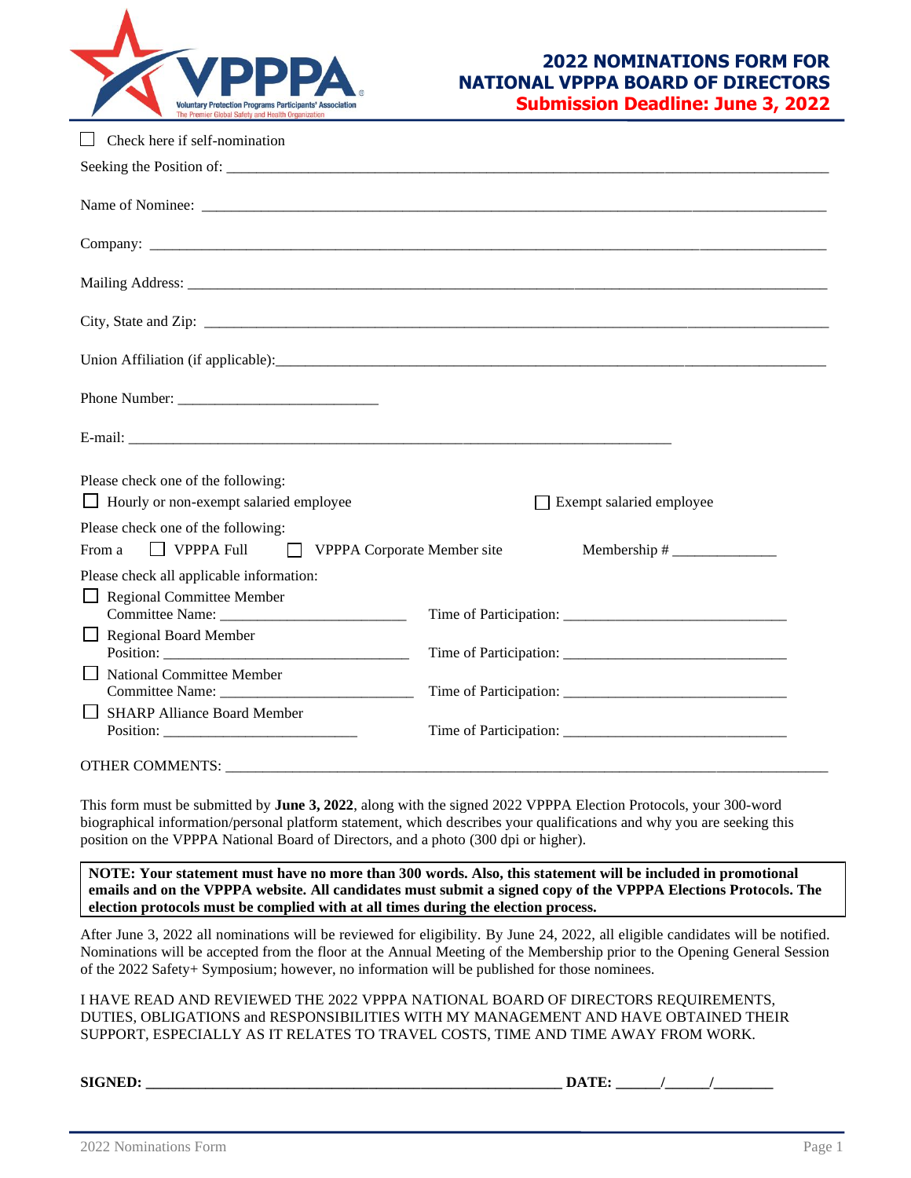# 2022 NOMINATIONS FORM FOR NATIONAL VPPPA BOARD OF DIRECTORS

**Submission Deadline: June 3, 2022**

☐ Check here if self-nomination

Seeking the Position of: ______________________________________________

Name of Nominee: ______________________________________________

Company: ______________________________________________

Mailing Address: ______________________________________________

City, State and Zip: ______________________________________________

Union Affiliation (if applicable):______________________________________________

Phone Number: __________________________

E-mail: ______________________________________________

Please check one of the following:

☐ Hourly or non-exempt salaried employee ☐ Exempt salaried employee

Please check one of the following:

From a ☐ VPPPA Full ☐ VPPPA Corporate Member site Membership # ______________

Please check all applicable information:

☐ Regional Committee Member
Committee Name: _________________________ Time of Participation: _____________________________

☐ Regional Board Member
Position: _________________________________ Time of Participation: _____________________________

☐ National Committee Member
Committee Name: _________________________ Time of Participation: _____________________________

☐ SHARP Alliance Board Member
Position: __________________________ Time of Participation: _____________________________

OTHER COMMENTS: ______________________________________________

This form must be submitted by **June 3, 2022**, along with the signed 2022 VPPPA Election Protocols, your 300-word biographical information/personal platform statement, which describes your qualifications and why you are seeking this position on the VPPPA National Board of Directors, and a photo (300 dpi or higher).

**NOTE: Your statement must have no more than 300 words. Also, this statement will be included in promotional emails and on the VPPPA website. All candidates must submit a signed copy of the VPPPA Elections Protocols. The election protocols must be complied with at all times during the election process.**

After June 3, 2022 all nominations will be reviewed for eligibility. By June 24, 2022, all eligible candidates will be notified. Nominations will be accepted from the floor at the Annual Meeting of the Membership prior to the Opening General Session of the 2022 Safety+ Symposium; however, no information will be published for those nominees.

I HAVE READ AND REVIEWED THE 2022 VPPPA NATIONAL BOARD OF DIRECTORS REQUIREMENTS, DUTIES, OBLIGATIONS and RESPONSIBILITIES WITH MY MANAGEMENT AND HAVE OBTAINED THEIR SUPPORT, ESPECIALLY AS IT RELATES TO TRAVEL COSTS, TIME AND TIME AWAY FROM WORK.

**SIGNED: _______________________________________________ DATE: ______/______/________**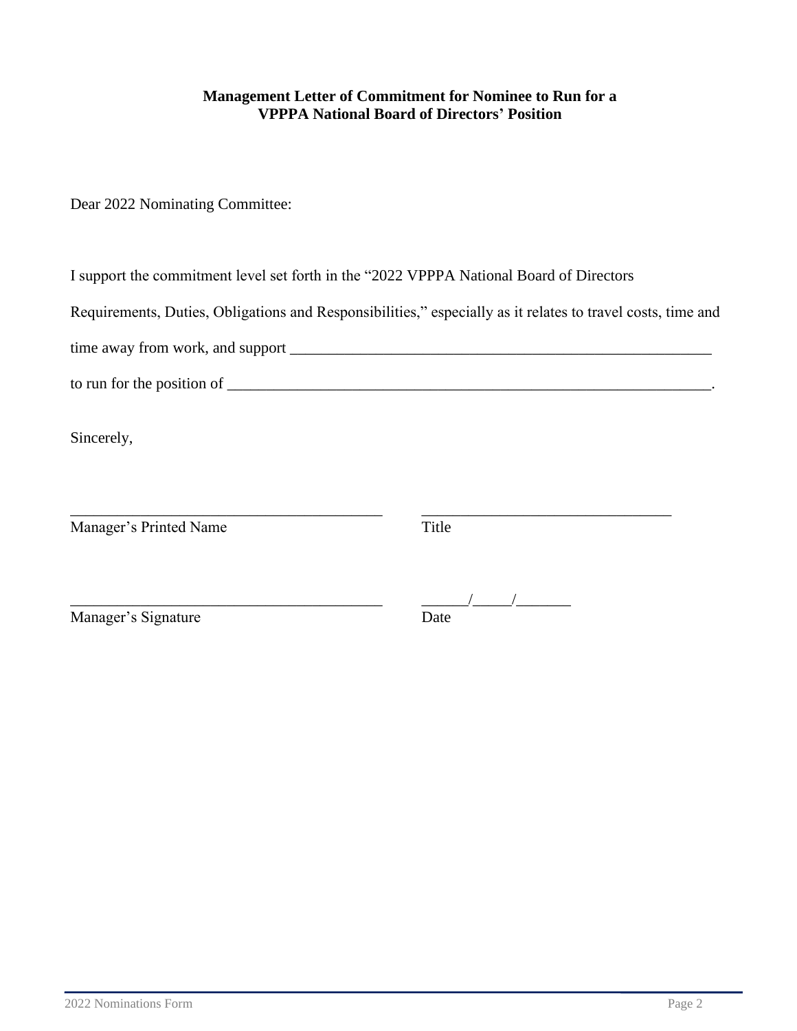**Management Letter of Commitment for Nominee to Run for a VPPPA National Board of Directors' Position**

Dear 2022 Nominating Committee:

I support the commitment level set forth in the "2022 VPPPA National Board of Directors Requirements, Duties, Obligations and Responsibilities," especially as it relates to travel costs, time and time away from work, and support ________________________________________________________ to run for the position of ________________________________________________________________.

Sincerely,

_________________________________________ Manager's Printed Name

_________________________________ Title

_________________________________________ Manager's Signature

______/_____/_______ Date